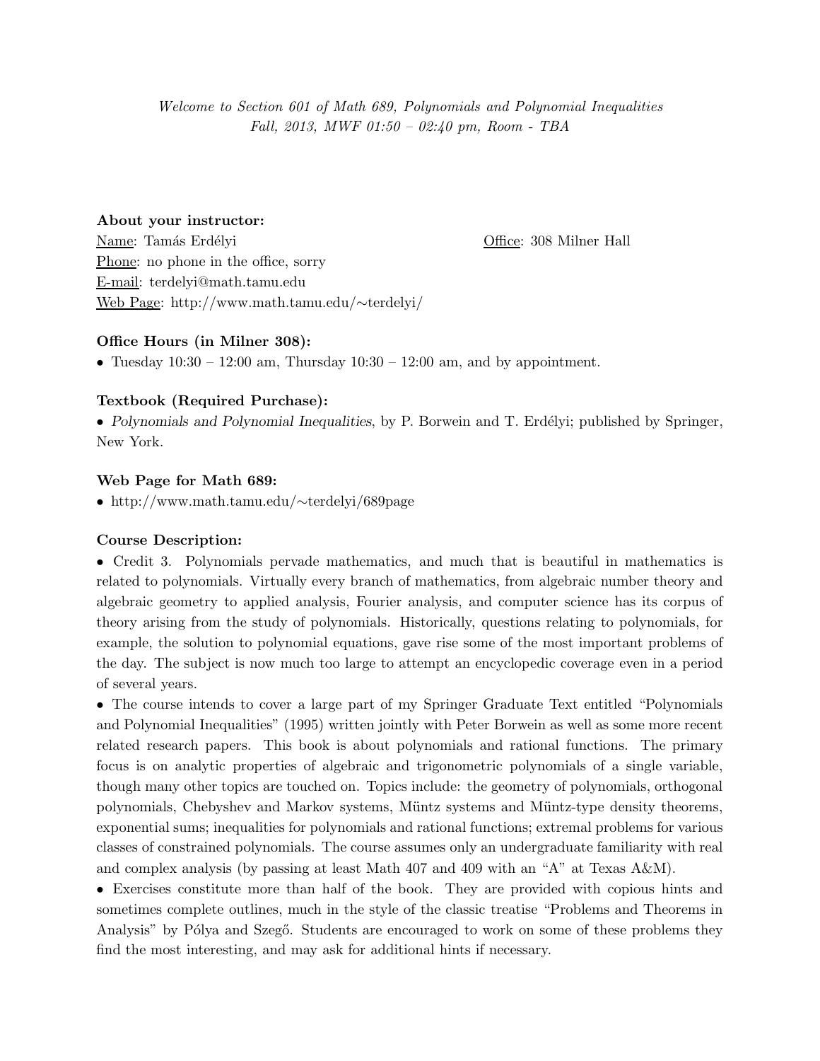*Welcome to Section 601 of Math 689, Polynomials and Polynomial Inequalities*
*Fall, 2013, MWF 01:50 – 02:40 pm, Room - TBA*

**About your instructor:**

Name: Tamás Erdélyi

Office: 308 Milner Hall

Phone: no phone in the office, sorry

E-mail: terdelyi@math.tamu.edu

Web Page: http://www.math.tamu.edu/∼terdelyi/

**Office Hours (in Milner 308):**

- Tuesday 10:30 – 12:00 am, Thursday 10:30 – 12:00 am, and by appointment.

**Textbook (Required Purchase):**

- *Polynomials and Polynomial Inequalities*, by P. Borwein and T. Erdélyi; published by Springer, New York.

**Web Page for Math 689:**

- http://www.math.tamu.edu/∼terdelyi/689page

**Course Description:**

- Credit 3. Polynomials pervade mathematics, and much that is beautiful in mathematics is related to polynomials. Virtually every branch of mathematics, from algebraic number theory and algebraic geometry to applied analysis, Fourier analysis, and computer science has its corpus of theory arising from the study of polynomials. Historically, questions relating to polynomials, for example, the solution to polynomial equations, gave rise some of the most important problems of the day. The subject is now much too large to attempt an encyclopedic coverage even in a period of several years.
- The course intends to cover a large part of my Springer Graduate Text entitled "Polynomials and Polynomial Inequalities" (1995) written jointly with Peter Borwein as well as some more recent related research papers. This book is about polynomials and rational functions. The primary focus is on analytic properties of algebraic and trigonometric polynomials of a single variable, though many other topics are touched on. Topics include: the geometry of polynomials, orthogonal polynomials, Chebyshev and Markov systems, Müntz systems and Müntz-type density theorems, exponential sums; inequalities for polynomials and rational functions; extremal problems for various classes of constrained polynomials. The course assumes only an undergraduate familiarity with real and complex analysis (by passing at least Math 407 and 409 with an "A" at Texas A&M).
- Exercises constitute more than half of the book. They are provided with copious hints and sometimes complete outlines, much in the style of the classic treatise "Problems and Theorems in Analysis" by Pólya and Szegő. Students are encouraged to work on some of these problems they find the most interesting, and may ask for additional hints if necessary.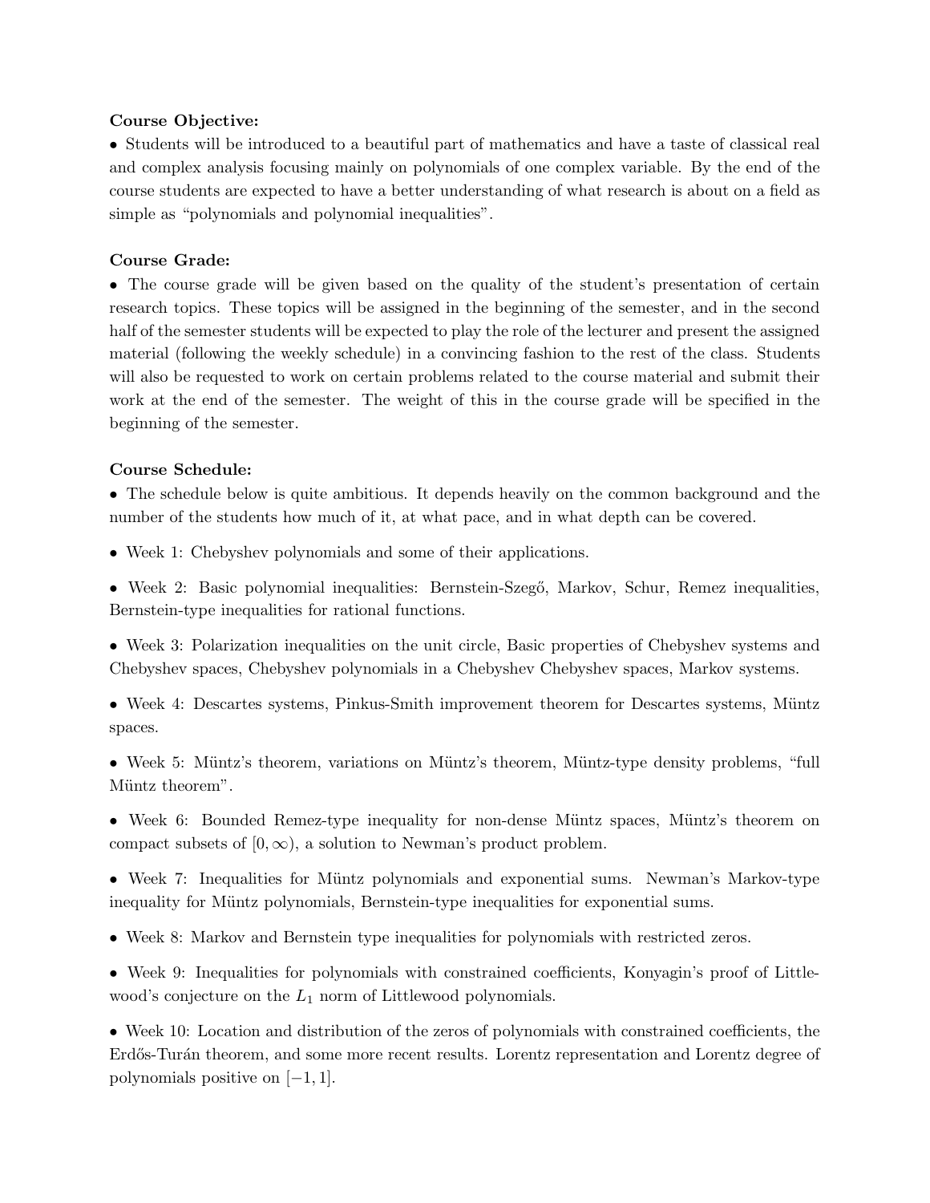**Course Objective:**

• Students will be introduced to a beautiful part of mathematics and have a taste of classical real and complex analysis focusing mainly on polynomials of one complex variable. By the end of the course students are expected to have a better understanding of what research is about on a field as simple as "polynomials and polynomial inequalities".

**Course Grade:**

• The course grade will be given based on the quality of the student's presentation of certain research topics. These topics will be assigned in the beginning of the semester, and in the second half of the semester students will be expected to play the role of the lecturer and present the assigned material (following the weekly schedule) in a convincing fashion to the rest of the class. Students will also be requested to work on certain problems related to the course material and submit their work at the end of the semester. The weight of this in the course grade will be specified in the beginning of the semester.

**Course Schedule:**

• The schedule below is quite ambitious. It depends heavily on the common background and the number of the students how much of it, at what pace, and in what depth can be covered.

• Week 1: Chebyshev polynomials and some of their applications.

• Week 2: Basic polynomial inequalities: Bernstein-Szegő, Markov, Schur, Remez inequalities, Bernstein-type inequalities for rational functions.

• Week 3: Polarization inequalities on the unit circle, Basic properties of Chebyshev systems and Chebyshev spaces, Chebyshev polynomials in a Chebyshev Chebyshev spaces, Markov systems.

• Week 4: Descartes systems, Pinkus-Smith improvement theorem for Descartes systems, Müntz spaces.

• Week 5: Müntz's theorem, variations on Müntz's theorem, Müntz-type density problems, "full Müntz theorem".

• Week 6: Bounded Remez-type inequality for non-dense Müntz spaces, Müntz's theorem on compact subsets of $[0, \infty)$, a solution to Newman's product problem.

• Week 7: Inequalities for Müntz polynomials and exponential sums. Newman's Markov-type inequality for Müntz polynomials, Bernstein-type inequalities for exponential sums.

• Week 8: Markov and Bernstein type inequalities for polynomials with restricted zeros.

• Week 9: Inequalities for polynomials with constrained coefficients, Konyagin's proof of Littlewood's conjecture on the $L_1$ norm of Littlewood polynomials.

• Week 10: Location and distribution of the zeros of polynomials with constrained coefficients, the Erdős-Turán theorem, and some more recent results. Lorentz representation and Lorentz degree of polynomials positive on $[-1, 1]$.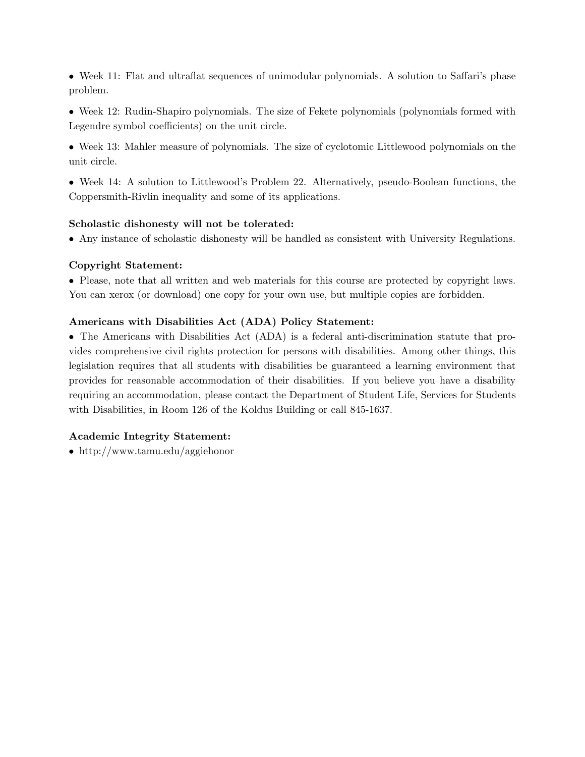• Week 11: Flat and ultraflat sequences of unimodular polynomials. A solution to Saffari's phase problem.

• Week 12: Rudin-Shapiro polynomials. The size of Fekete polynomials (polynomials formed with Legendre symbol coefficients) on the unit circle.

• Week 13: Mahler measure of polynomials. The size of cyclotomic Littlewood polynomials on the unit circle.

• Week 14: A solution to Littlewood's Problem 22. Alternatively, pseudo-Boolean functions, the Coppersmith-Rivlin inequality and some of its applications.

**Scholastic dishonesty will not be tolerated:**

• Any instance of scholastic dishonesty will be handled as consistent with University Regulations.

**Copyright Statement:**

• Please, note that all written and web materials for this course are protected by copyright laws. You can xerox (or download) one copy for your own use, but multiple copies are forbidden.

**Americans with Disabilities Act (ADA) Policy Statement:**

• The Americans with Disabilities Act (ADA) is a federal anti-discrimination statute that provides comprehensive civil rights protection for persons with disabilities. Among other things, this legislation requires that all students with disabilities be guaranteed a learning environment that provides for reasonable accommodation of their disabilities. If you believe you have a disability requiring an accommodation, please contact the Department of Student Life, Services for Students with Disabilities, in Room 126 of the Koldus Building or call 845-1637.

**Academic Integrity Statement:**

• http://www.tamu.edu/aggiehonor